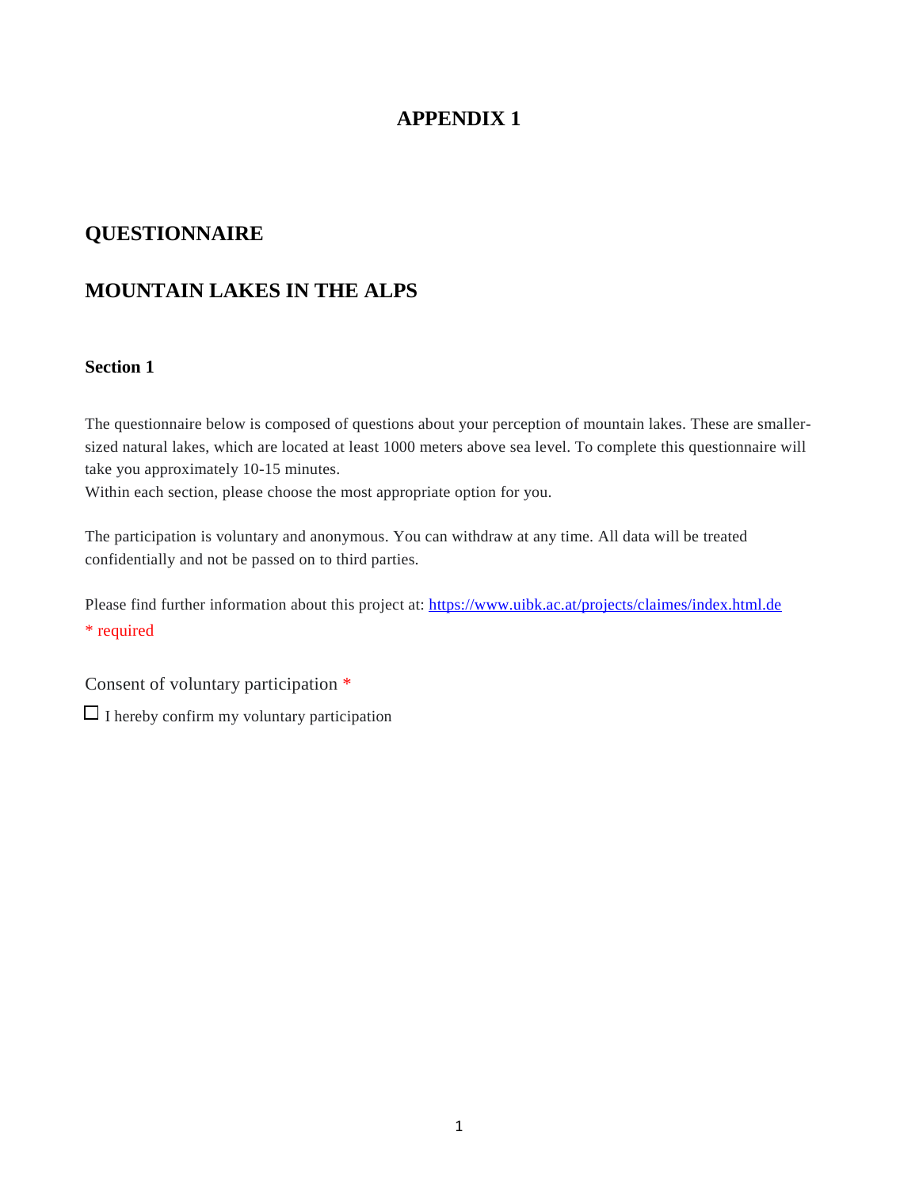# APPENDIX 1

## QUESTIONNAIRE

## MOUNTAIN LAKES IN THE ALPS

### Section 1

The questionnaire below is composed of questions about your perception of mountain lakes. These are smaller-sized natural lakes, which are located at least 1000 meters above sea level. To complete this questionnaire will take you approximately 10-15 minutes.
Within each section, please choose the most appropriate option for you.

The participation is voluntary and anonymous. You can withdraw at any time. All data will be treated confidentially and not be passed on to third parties.

Please find further information about this project at: [https://www.uibk.ac.at/projects/claimes/index.html.de](https://www.uibk.ac.at/projects/claimes/index.html.de)
* required

Consent of voluntary participation *

☐ I hereby confirm my voluntary participation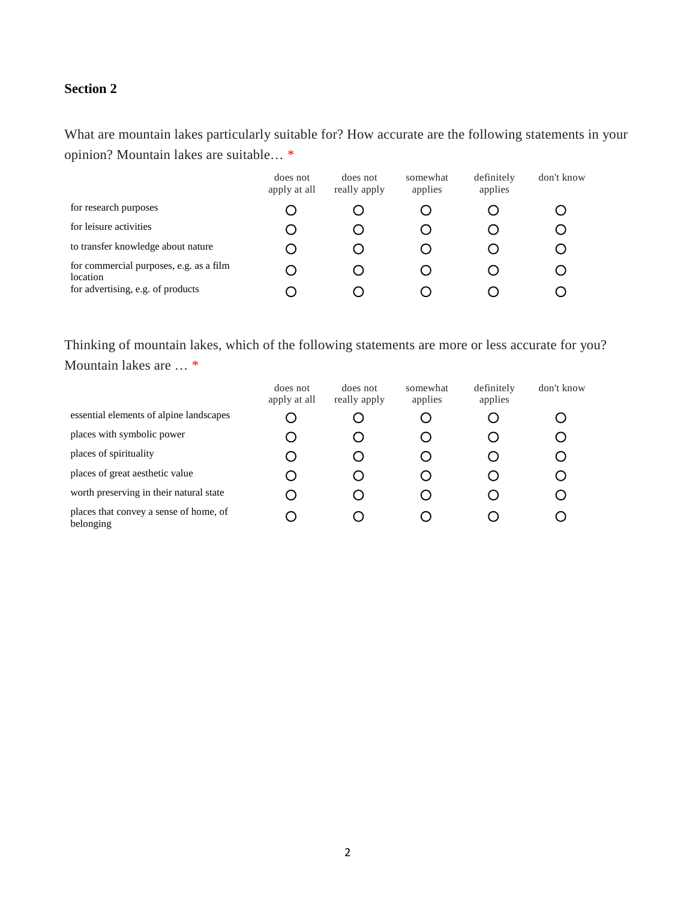## Section 2

What are mountain lakes particularly suitable for? How accurate are the following statements in your opinion? Mountain lakes are suitable… *

| | does not apply at all | does not really apply | somewhat applies | definitely applies | don't know |
|---|---|---|---|---|---|
| for research purposes | ○ | ○ | ○ | ○ | ○ |
| for leisure activities | ○ | ○ | ○ | ○ | ○ |
| to transfer knowledge about nature | ○ | ○ | ○ | ○ | ○ |
| for commercial purposes, e.g. as a film location | ○ | ○ | ○ | ○ | ○ |
| for advertising, e.g. of products | ○ | ○ | ○ | ○ | ○ |

Thinking of mountain lakes, which of the following statements are more or less accurate for you? Mountain lakes are … *

| | does not apply at all | does not really apply | somewhat applies | definitely applies | don't know |
|---|---|---|---|---|---|
| essential elements of alpine landscapes | ○ | ○ | ○ | ○ | ○ |
| places with symbolic power | ○ | ○ | ○ | ○ | ○ |
| places of spirituality | ○ | ○ | ○ | ○ | ○ |
| places of great aesthetic value | ○ | ○ | ○ | ○ | ○ |
| worth preserving in their natural state | ○ | ○ | ○ | ○ | ○ |
| places that convey a sense of home, of belonging | ○ | ○ | ○ | ○ | ○ |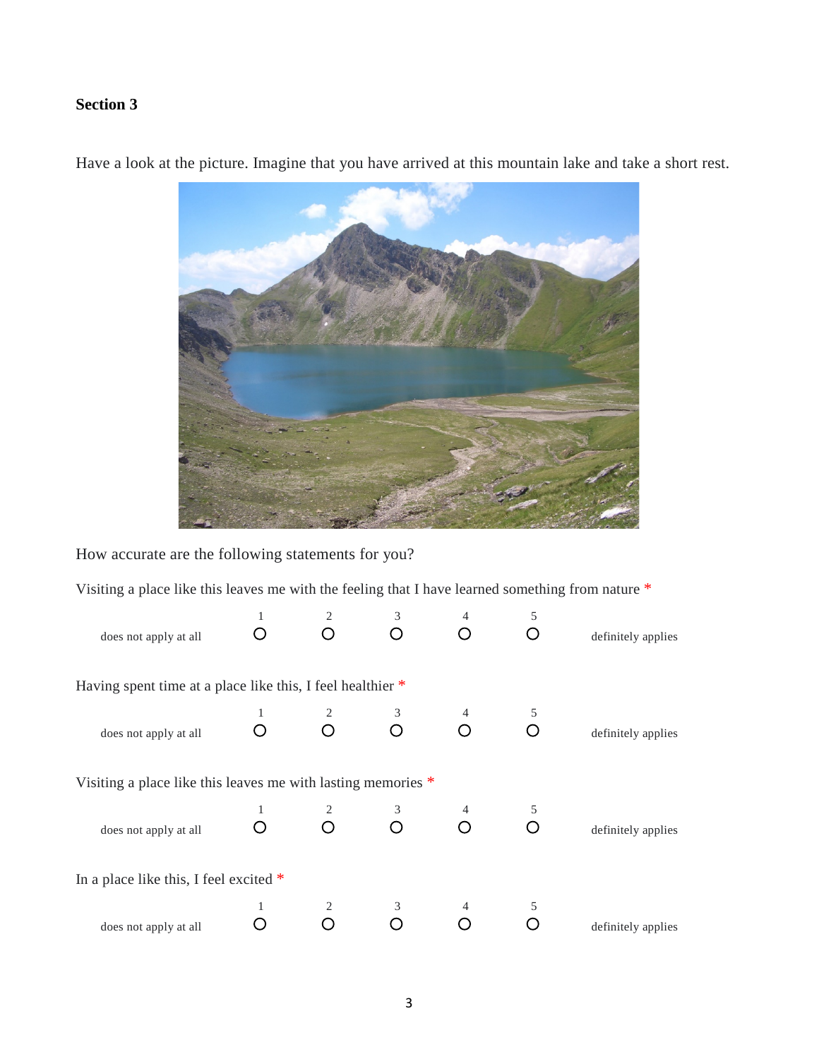**Section 3**

Have a look at the picture. Imagine that you have arrived at this mountain lake and take a short rest.

How accurate are the following statements for you?

Visiting a place like this leaves me with the feeling that I have learned something from nature *

| | 1 | 2 | 3 | 4 | 5 | |
|---|---|---|---|---|---|---|
| does not apply at all | O | O | O | O | O | definitely applies |

Having spent time at a place like this, I feel healthier *

| | 1 | 2 | 3 | 4 | 5 | |
|---|---|---|---|---|---|---|
| does not apply at all | O | O | O | O | O | definitely applies |

Visiting a place like this leaves me with lasting memories *

| | 1 | 2 | 3 | 4 | 5 | |
|---|---|---|---|---|---|---|
| does not apply at all | O | O | O | O | O | definitely applies |

In a place like this, I feel excited *

| | 1 | 2 | 3 | 4 | 5 | |
|---|---|---|---|---|---|---|
| does not apply at all | O | O | O | O | O | definitely applies |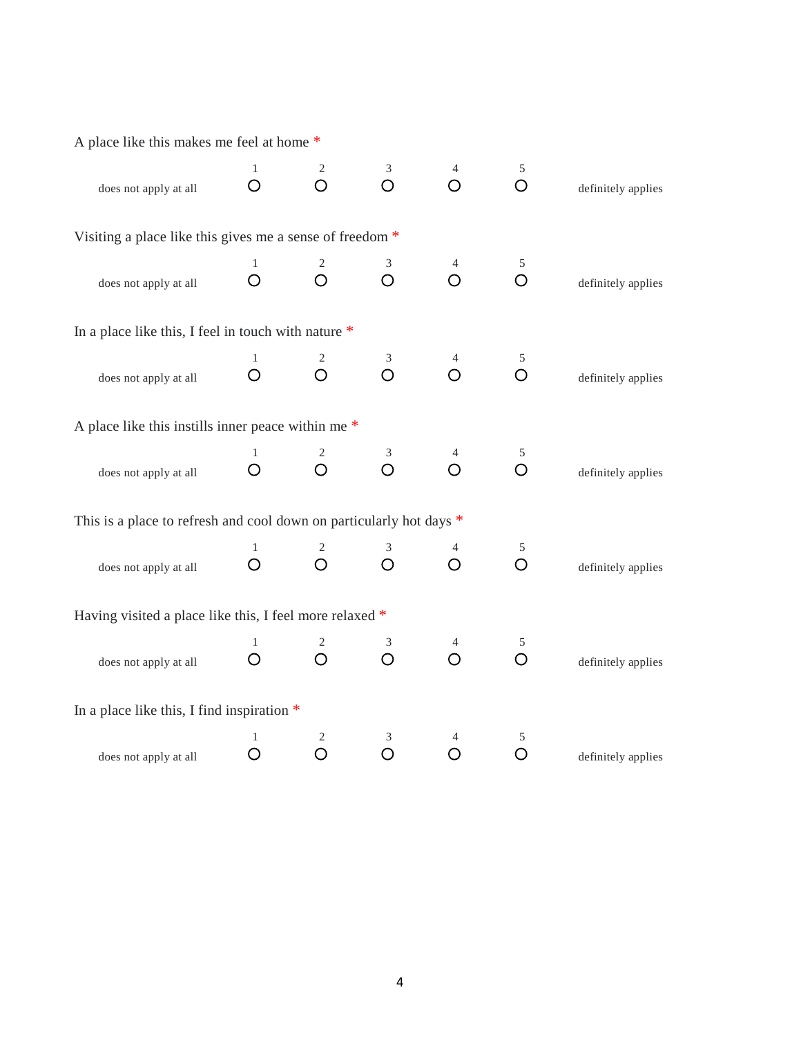A place like this makes me feel at home *

| | 1 | 2 | 3 | 4 | 5 | |
|---|---|---|---|---|---|---|
| does not apply at all | ○ | ○ | ○ | ○ | ○ | definitely applies |

Visiting a place like this gives me a sense of freedom *

| | 1 | 2 | 3 | 4 | 5 | |
|---|---|---|---|---|---|---|
| does not apply at all | ○ | ○ | ○ | ○ | ○ | definitely applies |

In a place like this, I feel in touch with nature *

| | 1 | 2 | 3 | 4 | 5 | |
|---|---|---|---|---|---|---|
| does not apply at all | ○ | ○ | ○ | ○ | ○ | definitely applies |

A place like this instills inner peace within me *

| | 1 | 2 | 3 | 4 | 5 | |
|---|---|---|---|---|---|---|
| does not apply at all | ○ | ○ | ○ | ○ | ○ | definitely applies |

This is a place to refresh and cool down on particularly hot days *

| | 1 | 2 | 3 | 4 | 5 | |
|---|---|---|---|---|---|---|
| does not apply at all | ○ | ○ | ○ | ○ | ○ | definitely applies |

Having visited a place like this, I feel more relaxed *

| | 1 | 2 | 3 | 4 | 5 | |
|---|---|---|---|---|---|---|
| does not apply at all | ○ | ○ | ○ | ○ | ○ | definitely applies |

In a place like this, I find inspiration *

| | 1 | 2 | 3 | 4 | 5 | |
|---|---|---|---|---|---|---|
| does not apply at all | ○ | ○ | ○ | ○ | ○ | definitely applies |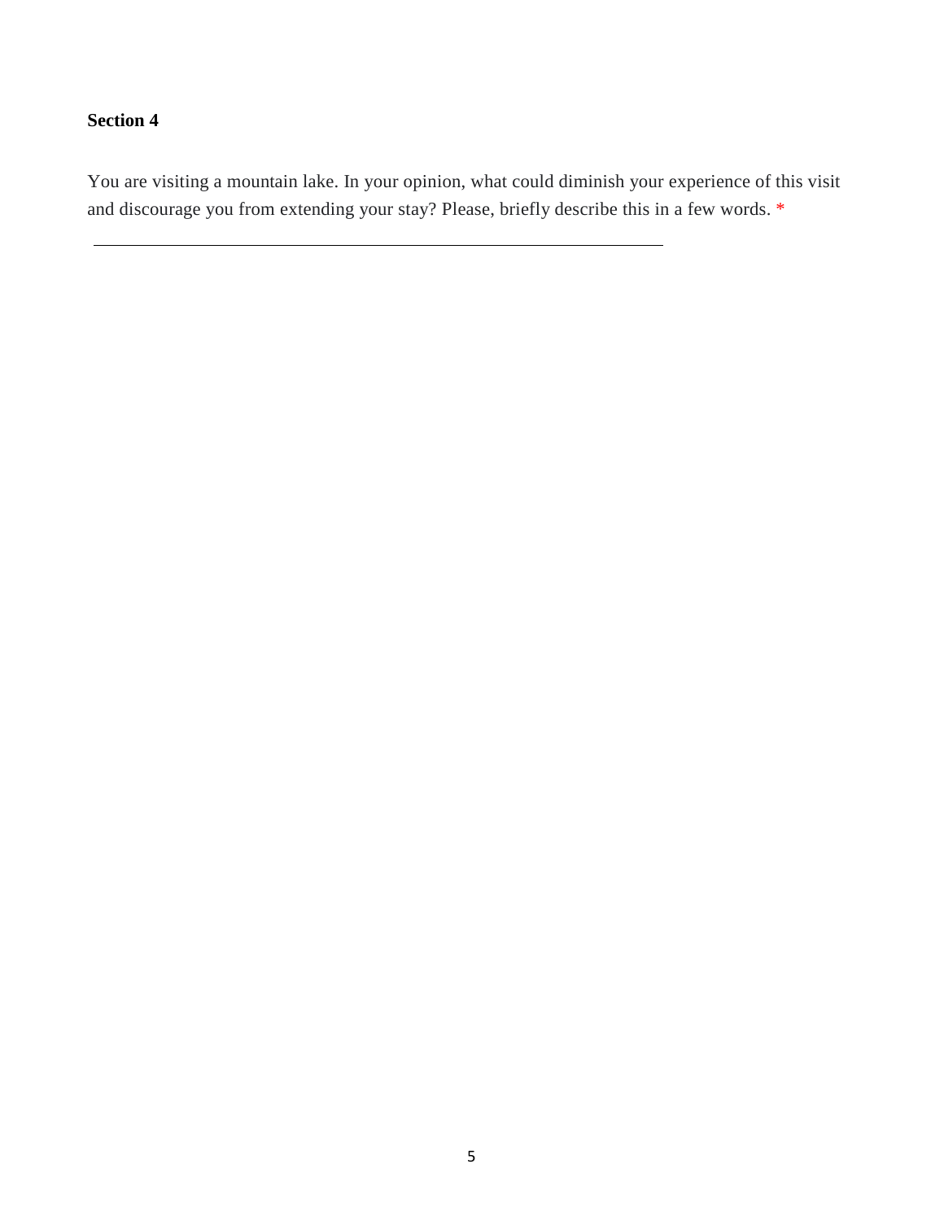**Section 4**

You are visiting a mountain lake. In your opinion, what could diminish your experience of this visit and discourage you from extending your stay? Please, briefly describe this in a few words. *

\_\_\_\_\_\_\_\_\_\_\_\_\_\_\_\_\_\_\_\_\_\_\_\_\_\_\_\_\_\_\_\_\_\_\_\_\_\_\_\_\_\_\_\_\_\_\_\_\_\_\_\_\_\_\_\_\_\_\_\_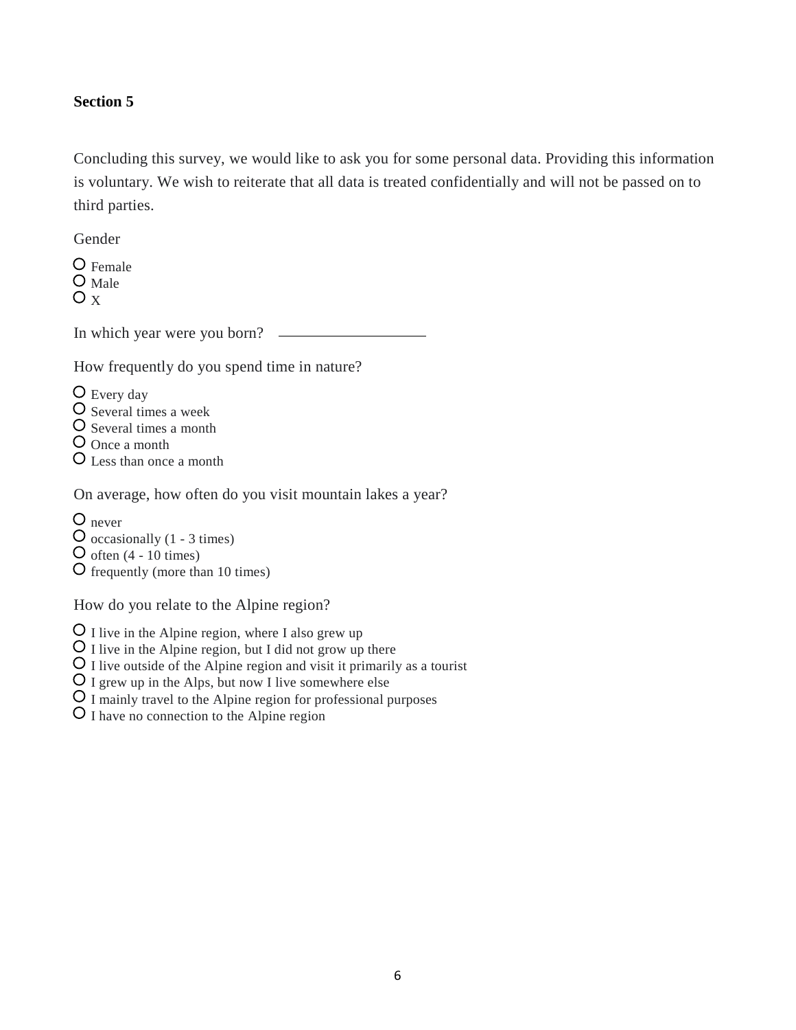**Section 5**

Concluding this survey, we would like to ask you for some personal data. Providing this information is voluntary. We wish to reiterate that all data is treated confidentially and will not be passed on to third parties.

Gender

- ○ Female
- ○ Male
- ○ X

In which year were you born? ____________

How frequently do you spend time in nature?

- ○ Every day
- ○ Several times a week
- ○ Several times a month
- ○ Once a month
- ○ Less than once a month

On average, how often do you visit mountain lakes a year?

- ○ never
- ○ occasionally (1 - 3 times)
- ○ often (4 - 10 times)
- ○ frequently (more than 10 times)

How do you relate to the Alpine region?

- ○ I live in the Alpine region, where I also grew up
- ○ I live in the Alpine region, but I did not grow up there
- ○ I live outside of the Alpine region and visit it primarily as a tourist
- ○ I grew up in the Alps, but now I live somewhere else
- ○ I mainly travel to the Alpine region for professional purposes
- ○ I have no connection to the Alpine region